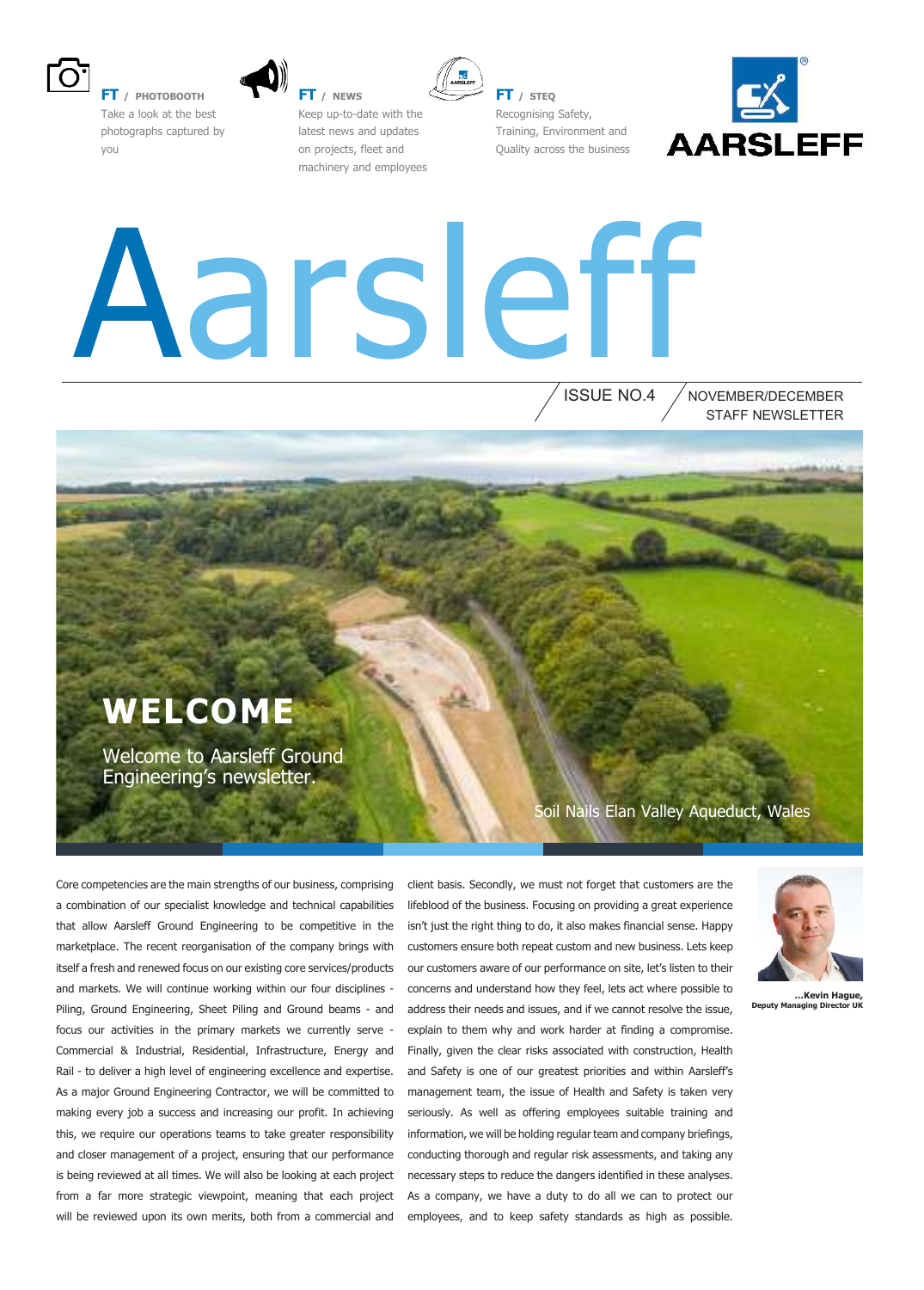**FT / PHOTOBOOTH**
Take a look at the best photographs captured by you

**FT / NEWS**
Keep up-to-date with the latest news and updates on projects, fleet and machinery and employees

**FT / STEQ**
Recognising Safety, Training, Environment and Quality across the business

AARSLEFF

# Aarsleff

ISSUE NO.4 / NOVEMBER/DECEMBER STAFF NEWSLETTER

## WELCOME

Welcome to Aarsleff Ground Engineering's newsletter.

Soil Nails Elan Valley Aqueduct, Wales

Core competencies are the main strengths of our business, comprising a combination of our specialist knowledge and technical capabilities that allow Aarsleff Ground Engineering to be competitive in the marketplace. The recent reorganisation of the company brings with itself a fresh and renewed focus on our existing core services/products and markets. We will continue working within our four disciplines - Piling, Ground Engineering, Sheet Piling and Ground beams - and focus our activities in the primary markets we currently serve - Commercial & Industrial, Residential, Infrastructure, Energy and Rail - to deliver a high level of engineering excellence and expertise. As a major Ground Engineering Contractor, we will be committed to making every job a success and increasing our profit. In achieving this, we require our operations teams to take greater responsibility and closer management of a project, ensuring that our performance is being reviewed at all times. We will also be looking at each project from a far more strategic viewpoint, meaning that each project will be reviewed upon its own merits, both from a commercial and client basis. Secondly, we must not forget that customers are the lifeblood of the business. Focusing on providing a great experience isn't just the right thing to do, it also makes financial sense. Happy customers ensure both repeat custom and new business. Lets keep our customers aware of our performance on site, let's listen to their concerns and understand how they feel, lets act where possible to address their needs and issues, and if we cannot resolve the issue, explain to them why and work harder at finding a compromise. Finally, given the clear risks associated with construction, Health and Safety is one of our greatest priorities and within Aarsleff's management team, the issue of Health and Safety is taken very seriously. As well as offering employees suitable training and information, we will be holding regular team and company briefings, conducting thorough and regular risk assessments, and taking any necessary steps to reduce the dangers identified in these analyses. As a company, we have a duty to do all we can to protect our employees, and to keep safety standards as high as possible.

**...Kevin Hague,**
**Deputy Managing Director UK**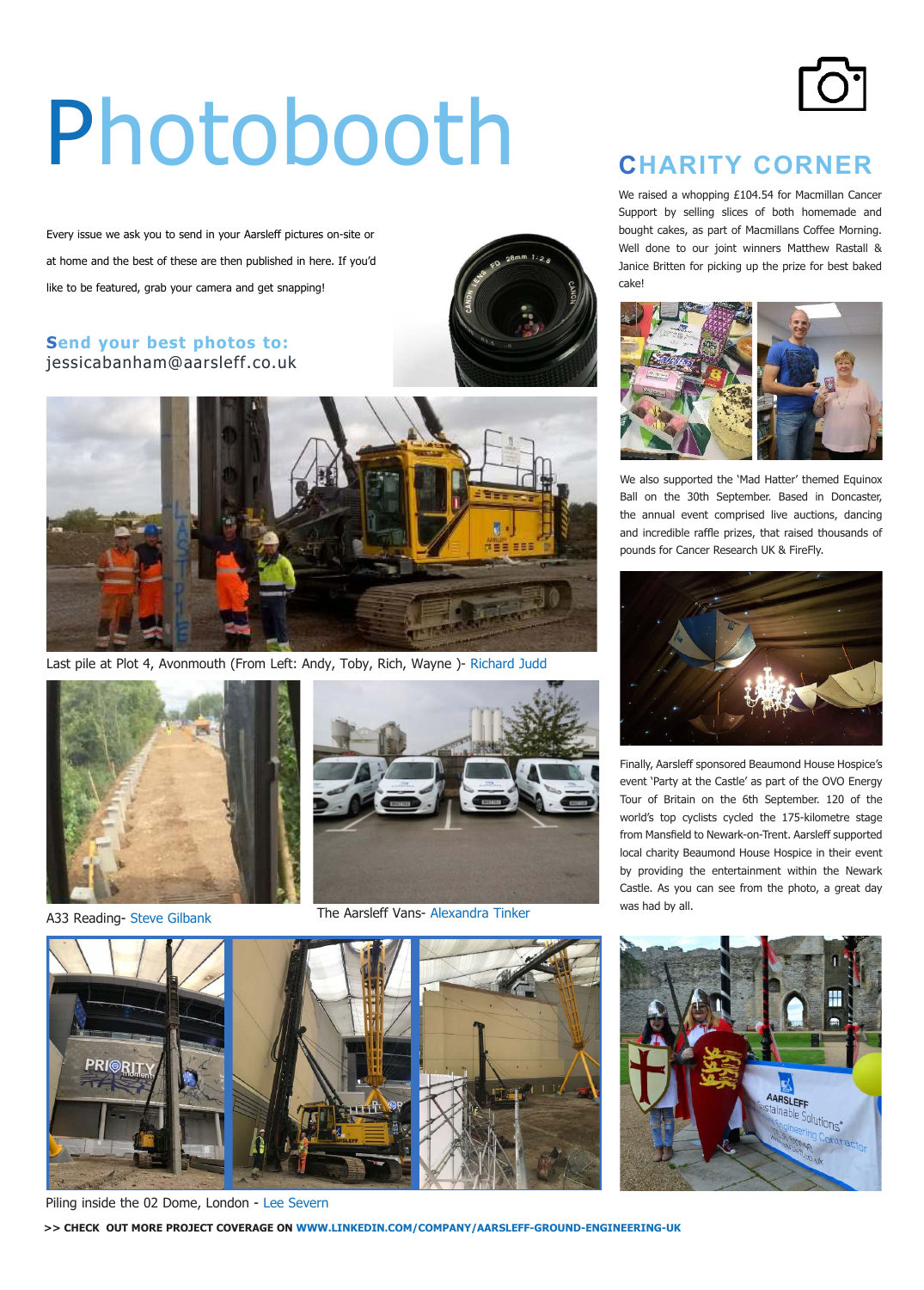# Photobooth

Every issue we ask you to send in your Aarsleff pictures on-site or at home and the best of these are then published in here. If you'd like to be featured, grab your camera and get snapping!

**Send your best photos to:**
jessicabanham@aarsleff.co.uk

Last pile at Plot 4, Avonmouth (From Left: Andy, Toby, Rich, Wayne )- Richard Judd

A33 Reading- Steve Gilbank

The Aarsleff Vans- Alexandra Tinker

Piling inside the 02 Dome, London - Lee Severn

## CHARITY CORNER

We raised a whopping £104.54 for Macmillan Cancer Support by selling slices of both homemade and bought cakes, as part of Macmillans Coffee Morning. Well done to our joint winners Matthew Rastall & Janice Britten for picking up the prize for best baked cake!

We also supported the 'Mad Hatter' themed Equinox Ball on the 30th September. Based in Doncaster, the annual event comprised live auctions, dancing and incredible raffle prizes, that raised thousands of pounds for Cancer Research UK & FireFly.

Finally, Aarsleff sponsored Beaumond House Hospice's event 'Party at the Castle' as part of the OVO Energy Tour of Britain on the 6th September. 120 of the world's top cyclists cycled the 175-kilometre stage from Mansfield to Newark-on-Trent. Aarsleff supported local charity Beaumond House Hospice in their event by providing the entertainment within the Newark Castle. As you can see from the photo, a great day was had by all.

**>> CHECK OUT MORE PROJECT COVERAGE ON WWW.LINKEDIN.COM/COMPANY/AARSLEFF-GROUND-ENGINEERING-UK**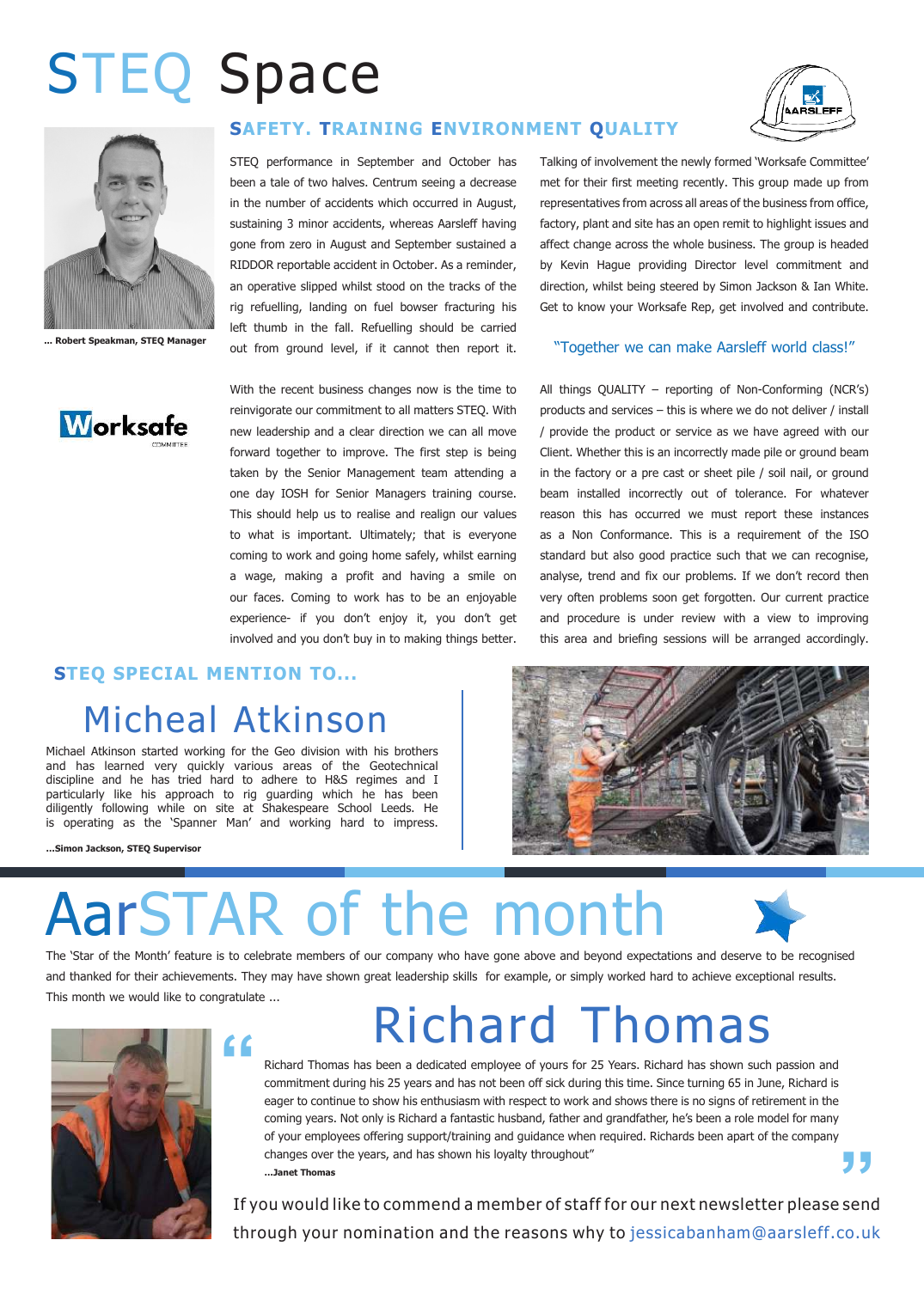# STEQ Space

## SAFETY. TRAINING ENVIRONMENT QUALITY

... Robert Speakman, STEQ Manager

Worksafe COMMITTEE

STEQ performance in September and October has been a tale of two halves. Centrum seeing a decrease in the number of accidents which occurred in August, sustaining 3 minor accidents, whereas Aarsleff having gone from zero in August and September sustained a RIDDOR reportable accident in October. As a reminder, an operative slipped whilst stood on the tracks of the rig refuelling, landing on fuel bowser fracturing his left thumb in the fall. Refuelling should be carried out from ground level, if it cannot then report it.

With the recent business changes now is the time to reinvigorate our commitment to all matters STEQ. With new leadership and a clear direction we can all move forward together to improve. The first step is being taken by the Senior Management team attending a one day IOSH for Senior Managers training course. This should help us to realise and realign our values to what is important. Ultimately; that is everyone coming to work and going home safely, whilst earning a wage, making a profit and having a smile on our faces. Coming to work has to be an enjoyable experience- if you don't enjoy it, you don't get involved and you don't buy in to making things better.

Talking of involvement the newly formed 'Worksafe Committee' met for their first meeting recently. This group made up from representatives from across all areas of the business from office, factory, plant and site has an open remit to highlight issues and affect change across the whole business. The group is headed by Kevin Hague providing Director level commitment and direction, whilst being steered by Simon Jackson & Ian White. Get to know your Worksafe Rep, get involved and contribute.

"Together we can make Aarsleff world class!"

All things QUALITY – reporting of Non-Conforming (NCR's) products and services – this is where we do not deliver / install / provide the product or service as we have agreed with our Client. Whether this is an incorrectly made pile or ground beam in the factory or a pre cast or sheet pile / soil nail, or ground beam installed incorrectly out of tolerance. For whatever reason this has occurred we must report these instances as a Non Conformance. This is a requirement of the ISO standard but also good practice such that we can recognise, analyse, trend and fix our problems. If we don't record then very often problems soon get forgotten. Our current practice and procedure is under review with a view to improving this area and briefing sessions will be arranged accordingly.

### STEQ SPECIAL MENTION TO...

## Micheal Atkinson

Michael Atkinson started working for the Geo division with his brothers and has learned very quickly various areas of the Geotechnical discipline and he has tried hard to adhere to H&S regimes and I particularly like his approach to rig guarding which he has been diligently following while on site at Shakespeare School Leeds. He is operating as the 'Spanner Man' and working hard to impress.

...Simon Jackson, STEQ Supervisor

# AarSTAR of the month

The 'Star of the Month' feature is to celebrate members of our company who have gone above and beyond expectations and deserve to be recognised and thanked for their achievements. They may have shown great leadership skills for example, or simply worked hard to achieve exceptional results. This month we would like to congratulate ...

## Richard Thomas

"Richard Thomas has been a dedicated employee of yours for 25 Years. Richard has shown such passion and commitment during his 25 years and has not been off sick during this time. Since turning 65 in June, Richard is eager to continue to show his enthusiasm with respect to work and shows there is no signs of retirement in the coming years. Not only is Richard a fantastic husband, father and grandfather, he's been a role model for many of your employees offering support/training and guidance when required. Richards been apart of the company changes over the years, and has shown his loyalty throughout"

...Janet Thomas

If you would like to commend a member of staff for our next newsletter please send through your nomination and the reasons why to jessicabanham@aarsleff.co.uk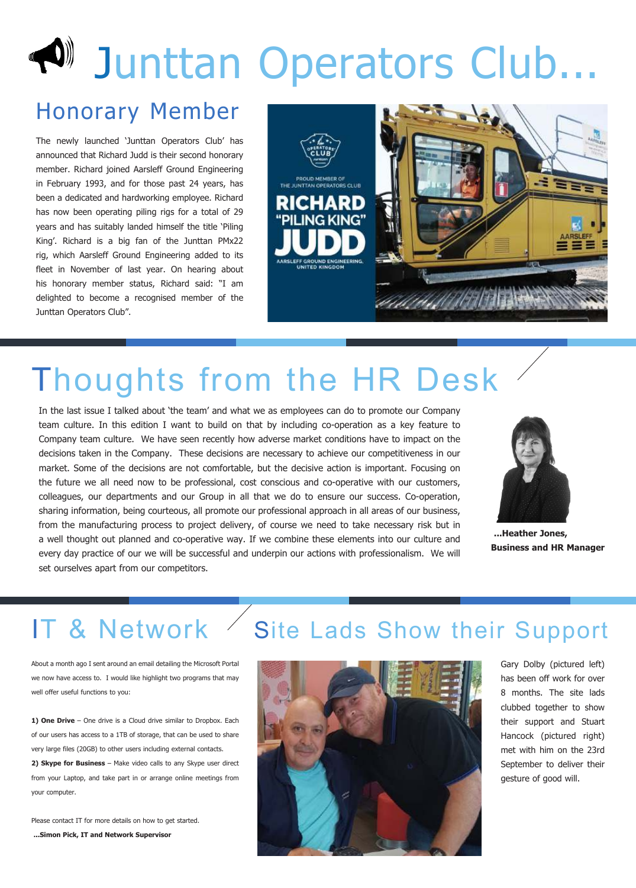# Junttan Operators Club...

## Honorary Member

The newly launched 'Junttan Operators Club' has announced that Richard Judd is their second honorary member. Richard joined Aarsleff Ground Engineering in February 1993, and for those past 24 years, has been a dedicated and hardworking employee. Richard has now been operating piling rigs for a total of 29 years and has suitably landed himself the title 'Piling King'. Richard is a big fan of the Junttan PMx22 rig, which Aarsleff Ground Engineering added to its fleet in November of last year. On hearing about his honorary member status, Richard said: "I am delighted to become a recognised member of the Junttan Operators Club".

# Thoughts from the HR Desk

In the last issue I talked about 'the team' and what we as employees can do to promote our Company team culture. In this edition I want to build on that by including co-operation as a key feature to Company team culture. We have seen recently how adverse market conditions have to impact on the decisions taken in the Company. These decisions are necessary to achieve our competitiveness in our market. Some of the decisions are not comfortable, but the decisive action is important. Focusing on the future we all need now to be professional, cost conscious and co-operative with our customers, colleagues, our departments and our Group in all that we do to ensure our success. Co-operation, sharing information, being courteous, all promote our professional approach in all areas of our business, from the manufacturing process to project delivery, of course we need to take necessary risk but in a well thought out planned and co-operative way. If we combine these elements into our culture and every day practice of our we will be successful and underpin our actions with professionalism. We will set ourselves apart from our competitors.

**...Heather Jones, Business and HR Manager**

# IT & Network

About a month ago I sent around an email detailing the Microsoft Portal we now have access to. I would like highlight two programs that may well offer useful functions to you:

**1) One Drive** – One drive is a Cloud drive similar to Dropbox. Each of our users has access to a 1TB of storage, that can be used to share very large files (20GB) to other users including external contacts.

**2) Skype for Business** – Make video calls to any Skype user direct from your Laptop, and take part in or arrange online meetings from your computer.

Please contact IT for more details on how to get started.

**...Simon Pick, IT and Network Supervisor**

# Site Lads Show their Support

Gary Dolby (pictured left) has been off work for over 8 months. The site lads clubbed together to show their support and Stuart Hancock (pictured right) met with him on the 23rd September to deliver their gesture of good will.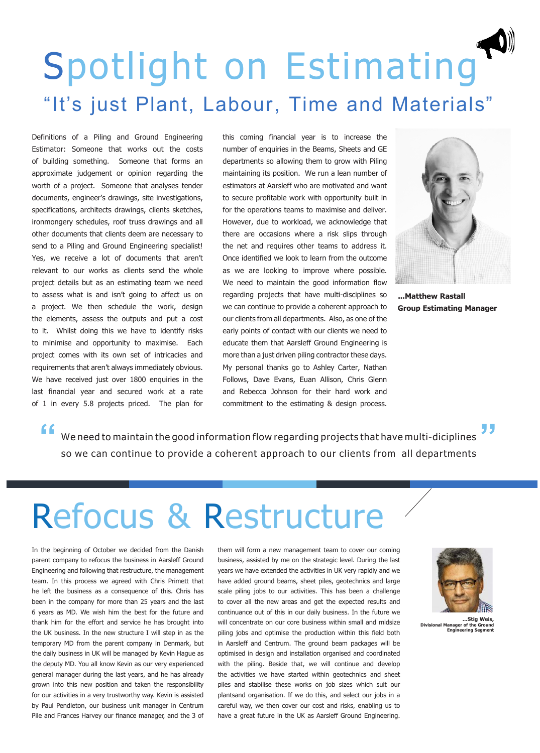# Spotlight on Estimating

## “It’s just Plant, Labour, Time and Materials”

Definitions of a Piling and Ground Engineering Estimator: Someone that works out the costs of building something. Someone that forms an approximate judgement or opinion regarding the worth of a project. Someone that analyses tender documents, engineer’s drawings, site investigations, specifications, architects drawings, clients sketches, ironmongery schedules, roof truss drawings and all other documents that clients deem are necessary to send to a Piling and Ground Engineering specialist! Yes, we receive a lot of documents that aren’t relevant to our works as clients send the whole project details but as an estimating team we need to assess what is and isn’t going to affect us on a project. We then schedule the work, design the elements, assess the outputs and put a cost to it. Whilst doing this we have to identify risks to minimise and opportunity to maximise. Each project comes with its own set of intricacies and requirements that aren’t always immediately obvious. We have received just over 1800 enquiries in the last financial year and secured work at a rate of 1 in every 5.8 projects priced. The plan for this coming financial year is to increase the number of enquiries in the Beams, Sheets and GE departments so allowing them to grow with Piling maintaining its position. We run a lean number of estimators at Aarsleff who are motivated and want to secure profitable work with opportunity built in for the operations teams to maximise and deliver. However, due to workload, we acknowledge that there are occasions where a risk slips through the net and requires other teams to address it. Once identified we look to learn from the outcome as we are looking to improve where possible. We need to maintain the good information flow regarding projects that have multi-disciplines so we can continue to provide a coherent approach to our clients from all departments. Also, as one of the early points of contact with our clients we need to educate them that Aarsleff Ground Engineering is more than a just driven piling contractor these days. My personal thanks go to Ashley Carter, Nathan Follows, Dave Evans, Euan Allison, Chris Glenn and Rebecca Johnson for their hard work and commitment to the estimating & design process.

**...Matthew Rastall**
**Group Estimating Manager**

> “We need to maintain the good information flow regarding projects that have multi-diciplines so we can continue to provide a coherent approach to our clients from all departments”

# Refocus & Restructure

In the beginning of October we decided from the Danish parent company to refocus the business in Aarsleff Ground Engineering and following that restructure, the management team. In this process we agreed with Chris Primett that he left the business as a consequence of this. Chris has been in the company for more than 25 years and the last 6 years as MD. We wish him the best for the future and thank him for the effort and service he has brought into the UK business. In the new structure I will step in as the temporary MD from the parent company in Denmark, but the daily business in UK will be managed by Kevin Hague as the deputy MD. You all know Kevin as our very experienced general manager during the last years, and he has already grown into this new position and taken the responsibility for our activities in a very trustworthy way. Kevin is assisted by Paul Pendleton, our business unit manager in Centrum Pile and Frances Harvey our finance manager, and the 3 of them will form a new management team to cover our coming business, assisted by me on the strategic level. During the last years we have extended the activities in UK very rapidly and we have added ground beams, sheet piles, geotechnics and large scale piling jobs to our activities. This has been a challenge to cover all the new areas and get the expected results and continuance out of this in our daily business. In the future we will concentrate on our core business within small and midsize piling jobs and optimise the production within this field both in Aarsleff and Centrum. The ground beam packages will be optimised in design and installation organised and coordinated with the piling. Beside that, we will continue and develop the activities we have started within geotechnics and sheet piles and stabilise these works on job sizes which suit our plantsand organisation. If we do this, and select our jobs in a careful way, we then cover our cost and risks, enabling us to have a great future in the UK as Aarsleff Ground Engineering.

**...Stig Weis,**
**Divisional Manager of the Ground Engineering Segment**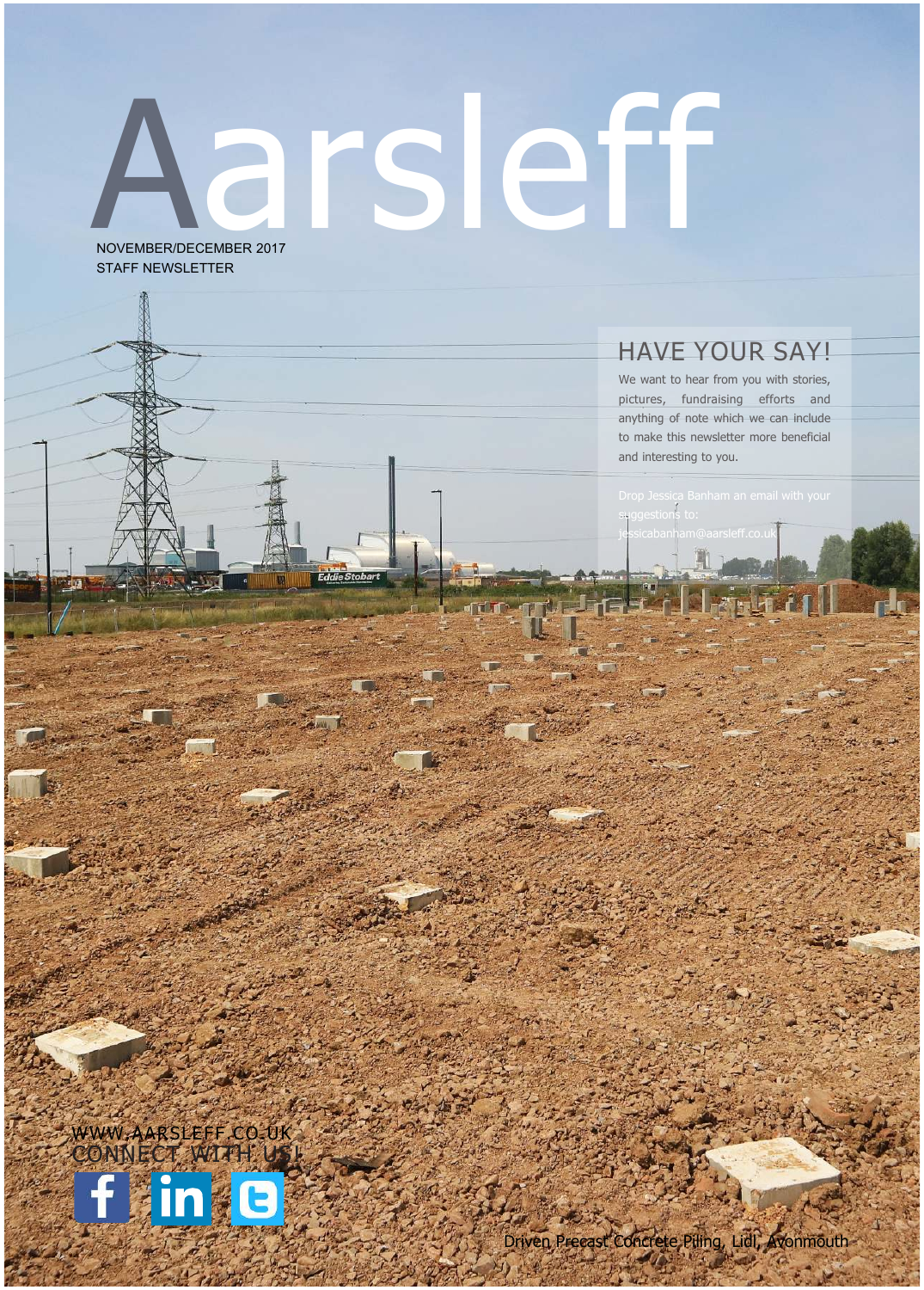# Aarsleff

NOVEMBER/DECEMBER 2017
STAFF NEWSLETTER

## HAVE YOUR SAY!

We want to hear from you with stories, pictures, fundraising efforts and anything of note which we can include to make this newsletter more beneficial and interesting to you.

Drop Jessica Banham an email with your suggestions to:
jessicabanham@aarsleff.co.uk

WWW.AARSLEFF.CO.UK
CONNECT WITH US!

Driven Precast Concrete Piling, Lidl, Avonmouth